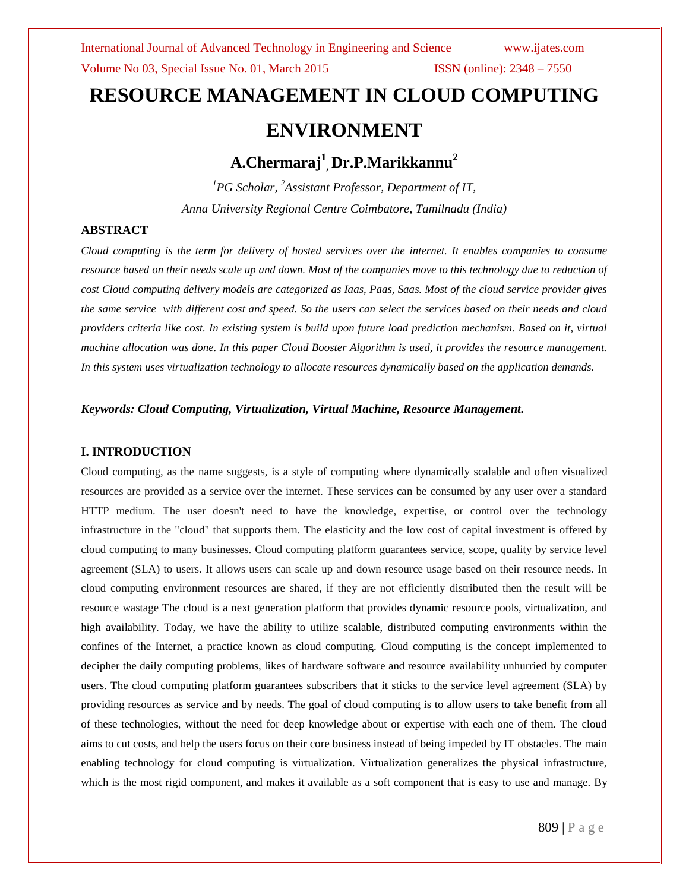# RESOURCE MANAGEMENT IN CLOUD COMPUTING ENVIRONMENT

**A.Chermaraj[1], Dr.P.Marikkannu[2]**

*[1]PG Scholar, [2]Assistant Professor, Department of IT,*

*Anna University Regional Centre Coimbatore, Tamilnadu (India)*

## ABSTRACT

*Cloud computing is the term for delivery of hosted services over the internet. It enables companies to consume resource based on their needs scale up and down. Most of the companies move to this technology due to reduction of cost Cloud computing delivery models are categorized as Iaas, Paas, Saas. Most of the cloud service provider gives the same service with different cost and speed. So the users can select the services based on their needs and cloud providers criteria like cost. In existing system is build upon future load prediction mechanism. Based on it, virtual machine allocation was done. In this paper Cloud Booster Algorithm is used, it provides the resource management. In this system uses virtualization technology to allocate resources dynamically based on the application demands.*

***Keywords: Cloud Computing, Virtualization, Virtual Machine, Resource Management.***

## I. INTRODUCTION

Cloud computing, as the name suggests, is a style of computing where dynamically scalable and often visualized resources are provided as a service over the internet. These services can be consumed by any user over a standard HTTP medium. The user doesn't need to have the knowledge, expertise, or control over the technology infrastructure in the "cloud" that supports them. The elasticity and the low cost of capital investment is offered by cloud computing to many businesses. Cloud computing platform guarantees service, scope, quality by service level agreement (SLA) to users. It allows users can scale up and down resource usage based on their resource needs. In cloud computing environment resources are shared, if they are not efficiently distributed then the result will be resource wastage The cloud is a next generation platform that provides dynamic resource pools, virtualization, and high availability. Today, we have the ability to utilize scalable, distributed computing environments within the confines of the Internet, a practice known as cloud computing. Cloud computing is the concept implemented to decipher the daily computing problems, likes of hardware software and resource availability unhurried by computer users. The cloud computing platform guarantees subscribers that it sticks to the service level agreement (SLA) by providing resources as service and by needs. The goal of cloud computing is to allow users to take benefit from all of these technologies, without the need for deep knowledge about or expertise with each one of them. The cloud aims to cut costs, and help the users focus on their core business instead of being impeded by IT obstacles. The main enabling technology for cloud computing is virtualization. Virtualization generalizes the physical infrastructure, which is the most rigid component, and makes it available as a soft component that is easy to use and manage. By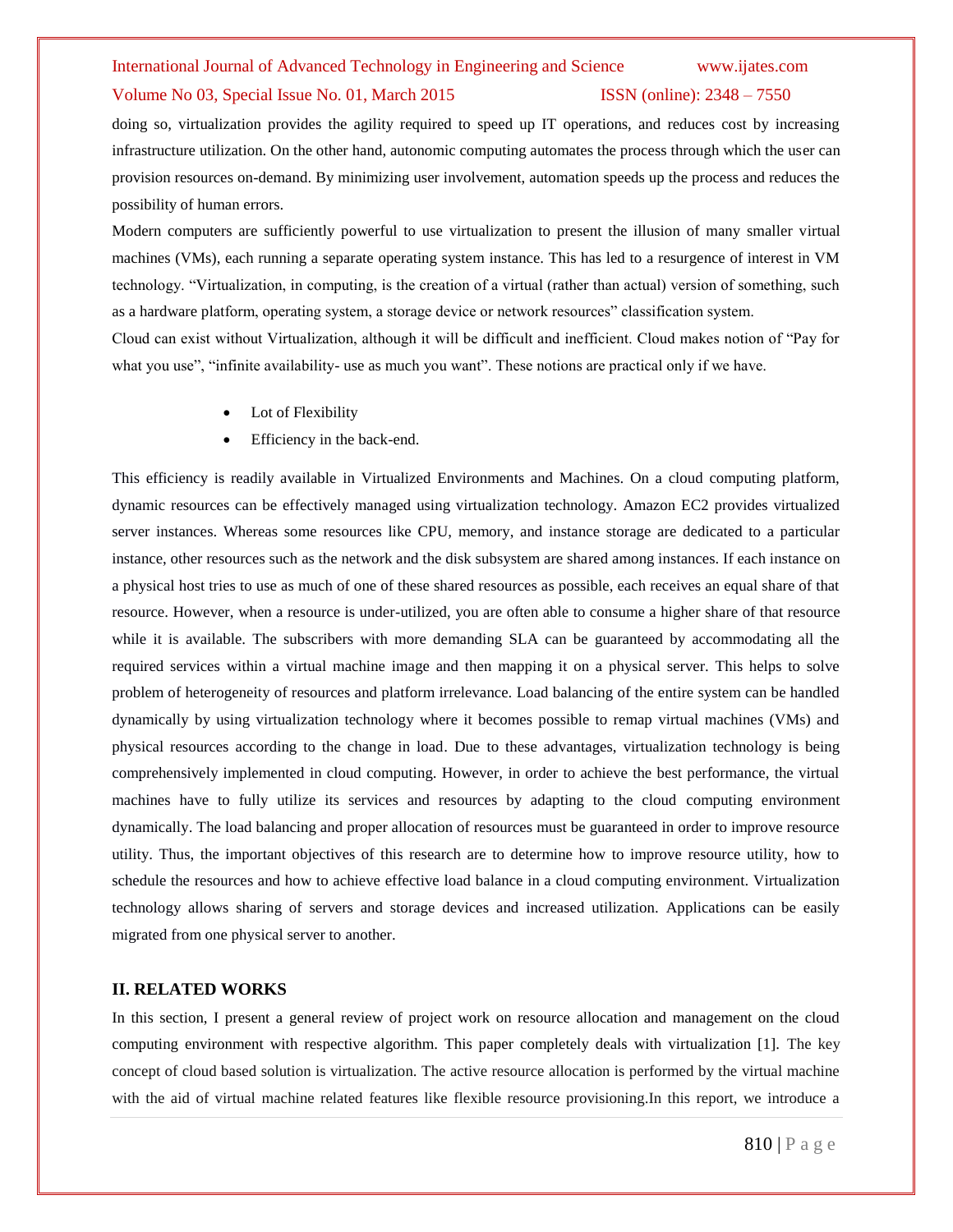doing so, virtualization provides the agility required to speed up IT operations, and reduces cost by increasing infrastructure utilization. On the other hand, autonomic computing automates the process through which the user can provision resources on-demand. By minimizing user involvement, automation speeds up the process and reduces the possibility of human errors.

Modern computers are sufficiently powerful to use virtualization to present the illusion of many smaller virtual machines (VMs), each running a separate operating system instance. This has led to a resurgence of interest in VM technology. "Virtualization, in computing, is the creation of a virtual (rather than actual) version of something, such as a hardware platform, operating system, a storage device or network resources" classification system.

Cloud can exist without Virtualization, although it will be difficult and inefficient. Cloud makes notion of "Pay for what you use", "infinite availability- use as much you want". These notions are practical only if we have.

- Lot of Flexibility
- Efficiency in the back-end.

This efficiency is readily available in Virtualized Environments and Machines. On a cloud computing platform, dynamic resources can be effectively managed using virtualization technology. Amazon EC2 provides virtualized server instances. Whereas some resources like CPU, memory, and instance storage are dedicated to a particular instance, other resources such as the network and the disk subsystem are shared among instances. If each instance on a physical host tries to use as much of one of these shared resources as possible, each receives an equal share of that resource. However, when a resource is under-utilized, you are often able to consume a higher share of that resource while it is available. The subscribers with more demanding SLA can be guaranteed by accommodating all the required services within a virtual machine image and then mapping it on a physical server. This helps to solve problem of heterogeneity of resources and platform irrelevance. Load balancing of the entire system can be handled dynamically by using virtualization technology where it becomes possible to remap virtual machines (VMs) and physical resources according to the change in load. Due to these advantages, virtualization technology is being comprehensively implemented in cloud computing. However, in order to achieve the best performance, the virtual machines have to fully utilize its services and resources by adapting to the cloud computing environment dynamically. The load balancing and proper allocation of resources must be guaranteed in order to improve resource utility. Thus, the important objectives of this research are to determine how to improve resource utility, how to schedule the resources and how to achieve effective load balance in a cloud computing environment. Virtualization technology allows sharing of servers and storage devices and increased utilization. Applications can be easily migrated from one physical server to another.

## II. RELATED WORKS

In this section, I present a general review of project work on resource allocation and management on the cloud computing environment with respective algorithm. This paper completely deals with virtualization [1]. The key concept of cloud based solution is virtualization. The active resource allocation is performed by the virtual machine with the aid of virtual machine related features like flexible resource provisioning.In this report, we introduce a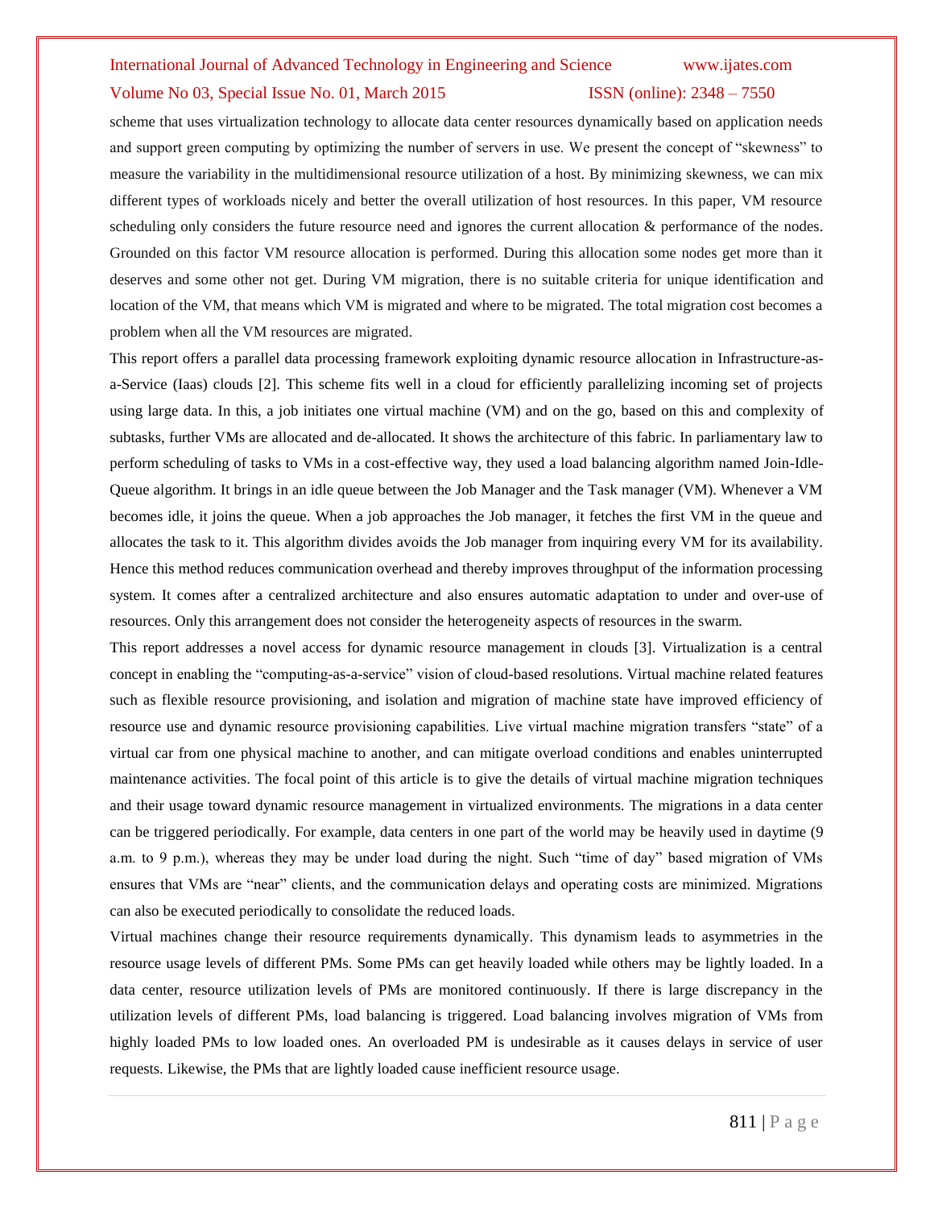scheme that uses virtualization technology to allocate data center resources dynamically based on application needs and support green computing by optimizing the number of servers in use. We present the concept of "skewness" to measure the variability in the multidimensional resource utilization of a host. By minimizing skewness, we can mix different types of workloads nicely and better the overall utilization of host resources. In this paper, VM resource scheduling only considers the future resource need and ignores the current allocation & performance of the nodes. Grounded on this factor VM resource allocation is performed. During this allocation some nodes get more than it deserves and some other not get. During VM migration, there is no suitable criteria for unique identification and location of the VM, that means which VM is migrated and where to be migrated. The total migration cost becomes a problem when all the VM resources are migrated.

This report offers a parallel data processing framework exploiting dynamic resource allocation in Infrastructure-as-a-Service (Iaas) clouds [2]. This scheme fits well in a cloud for efficiently parallelizing incoming set of projects using large data. In this, a job initiates one virtual machine (VM) and on the go, based on this and complexity of subtasks, further VMs are allocated and de-allocated. It shows the architecture of this fabric. In parliamentary law to perform scheduling of tasks to VMs in a cost-effective way, they used a load balancing algorithm named Join-Idle-Queue algorithm. It brings in an idle queue between the Job Manager and the Task manager (VM). Whenever a VM becomes idle, it joins the queue. When a job approaches the Job manager, it fetches the first VM in the queue and allocates the task to it. This algorithm divides avoids the Job manager from inquiring every VM for its availability. Hence this method reduces communication overhead and thereby improves throughput of the information processing system. It comes after a centralized architecture and also ensures automatic adaptation to under and over-use of resources. Only this arrangement does not consider the heterogeneity aspects of resources in the swarm.

This report addresses a novel access for dynamic resource management in clouds [3]. Virtualization is a central concept in enabling the "computing-as-a-service" vision of cloud-based resolutions. Virtual machine related features such as flexible resource provisioning, and isolation and migration of machine state have improved efficiency of resource use and dynamic resource provisioning capabilities. Live virtual machine migration transfers "state" of a virtual car from one physical machine to another, and can mitigate overload conditions and enables uninterrupted maintenance activities. The focal point of this article is to give the details of virtual machine migration techniques and their usage toward dynamic resource management in virtualized environments. The migrations in a data center can be triggered periodically. For example, data centers in one part of the world may be heavily used in daytime (9 a.m. to 9 p.m.), whereas they may be under load during the night. Such "time of day" based migration of VMs ensures that VMs are "near" clients, and the communication delays and operating costs are minimized. Migrations can also be executed periodically to consolidate the reduced loads.

Virtual machines change their resource requirements dynamically. This dynamism leads to asymmetries in the resource usage levels of different PMs. Some PMs can get heavily loaded while others may be lightly loaded. In a data center, resource utilization levels of PMs are monitored continuously. If there is large discrepancy in the utilization levels of different PMs, load balancing is triggered. Load balancing involves migration of VMs from highly loaded PMs to low loaded ones. An overloaded PM is undesirable as it causes delays in service of user requests. Likewise, the PMs that are lightly loaded cause inefficient resource usage.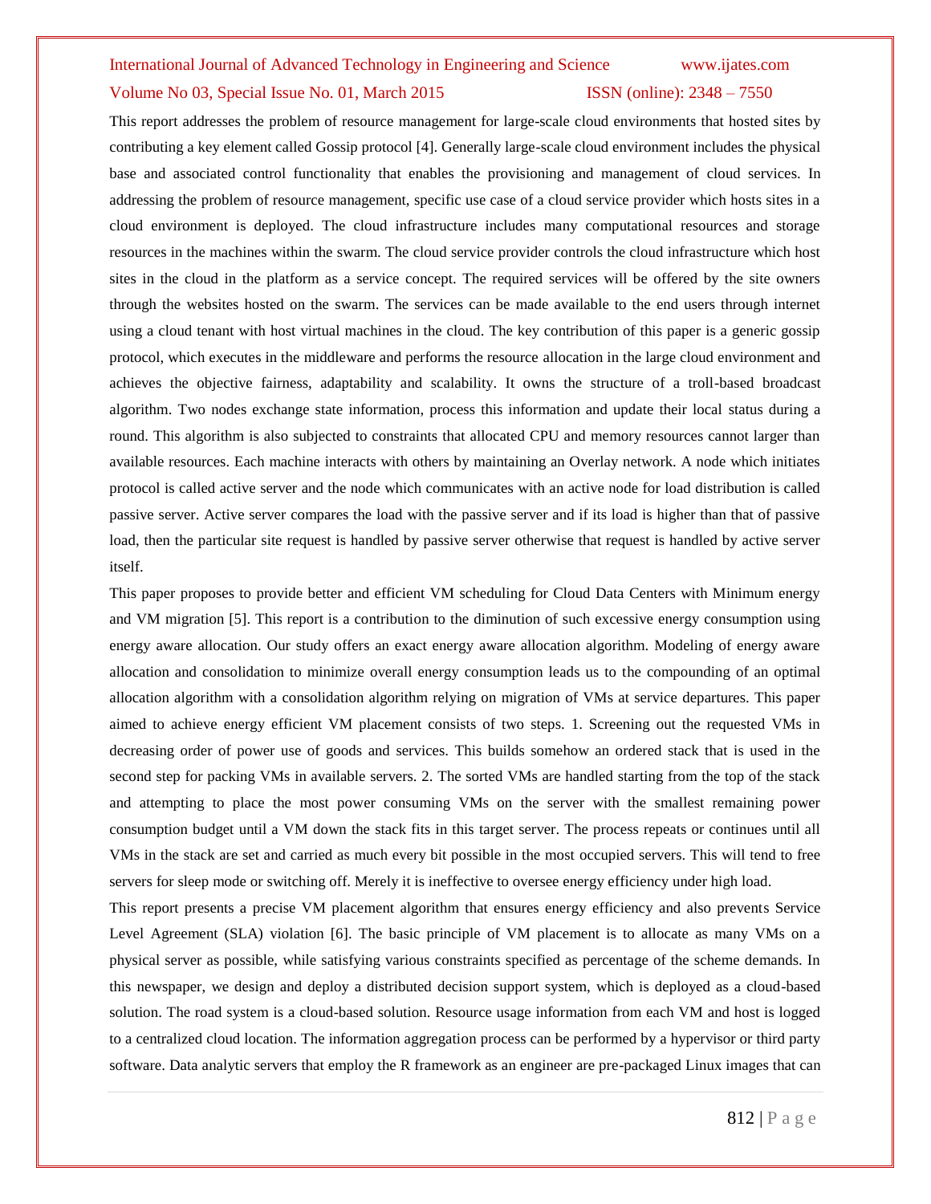This report addresses the problem of resource management for large-scale cloud environments that hosted sites by contributing a key element called Gossip protocol [4]. Generally large-scale cloud environment includes the physical base and associated control functionality that enables the provisioning and management of cloud services. In addressing the problem of resource management, specific use case of a cloud service provider which hosts sites in a cloud environment is deployed. The cloud infrastructure includes many computational resources and storage resources in the machines within the swarm. The cloud service provider controls the cloud infrastructure which host sites in the cloud in the platform as a service concept. The required services will be offered by the site owners through the websites hosted on the swarm. The services can be made available to the end users through internet using a cloud tenant with host virtual machines in the cloud. The key contribution of this paper is a generic gossip protocol, which executes in the middleware and performs the resource allocation in the large cloud environment and achieves the objective fairness, adaptability and scalability. It owns the structure of a troll-based broadcast algorithm. Two nodes exchange state information, process this information and update their local status during a round. This algorithm is also subjected to constraints that allocated CPU and memory resources cannot larger than available resources. Each machine interacts with others by maintaining an Overlay network. A node which initiates protocol is called active server and the node which communicates with an active node for load distribution is called passive server. Active server compares the load with the passive server and if its load is higher than that of passive load, then the particular site request is handled by passive server otherwise that request is handled by active server itself.

This paper proposes to provide better and efficient VM scheduling for Cloud Data Centers with Minimum energy and VM migration [5]. This report is a contribution to the diminution of such excessive energy consumption using energy aware allocation. Our study offers an exact energy aware allocation algorithm. Modeling of energy aware allocation and consolidation to minimize overall energy consumption leads us to the compounding of an optimal allocation algorithm with a consolidation algorithm relying on migration of VMs at service departures. This paper aimed to achieve energy efficient VM placement consists of two steps. 1. Screening out the requested VMs in decreasing order of power use of goods and services. This builds somehow an ordered stack that is used in the second step for packing VMs in available servers. 2. The sorted VMs are handled starting from the top of the stack and attempting to place the most power consuming VMs on the server with the smallest remaining power consumption budget until a VM down the stack fits in this target server. The process repeats or continues until all VMs in the stack are set and carried as much every bit possible in the most occupied servers. This will tend to free servers for sleep mode or switching off. Merely it is ineffective to oversee energy efficiency under high load.

This report presents a precise VM placement algorithm that ensures energy efficiency and also prevents Service Level Agreement (SLA) violation [6]. The basic principle of VM placement is to allocate as many VMs on a physical server as possible, while satisfying various constraints specified as percentage of the scheme demands. In this newspaper, we design and deploy a distributed decision support system, which is deployed as a cloud-based solution. The road system is a cloud-based solution. Resource usage information from each VM and host is logged to a centralized cloud location. The information aggregation process can be performed by a hypervisor or third party software. Data analytic servers that employ the R framework as an engineer are pre-packaged Linux images that can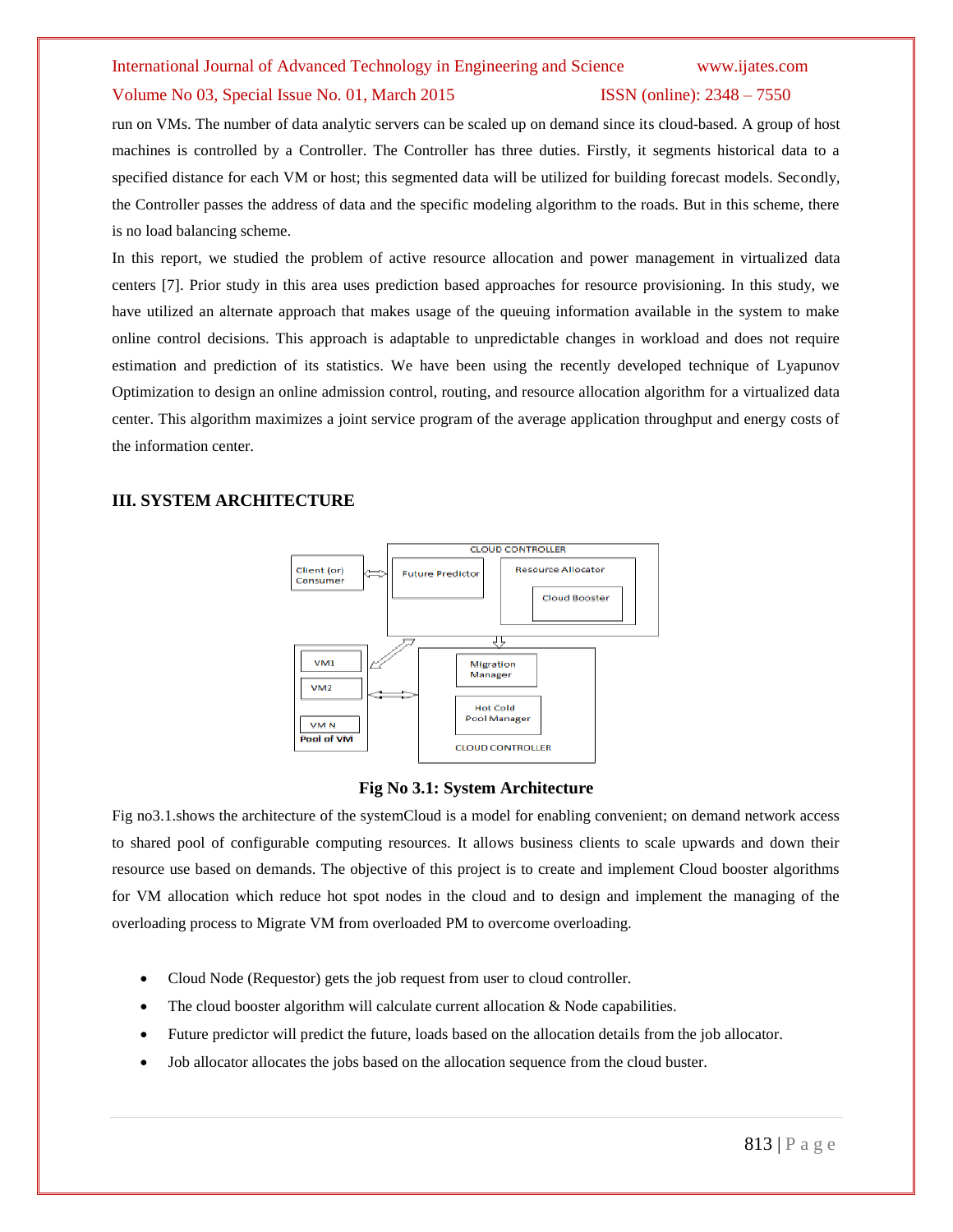run on VMs. The number of data analytic servers can be scaled up on demand since its cloud-based. A group of host machines is controlled by a Controller. The Controller has three duties. Firstly, it segments historical data to a specified distance for each VM or host; this segmented data will be utilized for building forecast models. Secondly, the Controller passes the address of data and the specific modeling algorithm to the roads. But in this scheme, there is no load balancing scheme.

In this report, we studied the problem of active resource allocation and power management in virtualized data centers [7]. Prior study in this area uses prediction based approaches for resource provisioning. In this study, we have utilized an alternate approach that makes usage of the queuing information available in the system to make online control decisions. This approach is adaptable to unpredictable changes in workload and does not require estimation and prediction of its statistics. We have been using the recently developed technique of Lyapunov Optimization to design an online admission control, routing, and resource allocation algorithm for a virtualized data center. This algorithm maximizes a joint service program of the average application throughput and energy costs of the information center.

## III. SYSTEM ARCHITECTURE

**Fig No 3.1: System Architecture**

Fig no3.1.shows the architecture of the systemCloud is a model for enabling convenient; on demand network access to shared pool of configurable computing resources. It allows business clients to scale upwards and down their resource use based on demands. The objective of this project is to create and implement Cloud booster algorithms for VM allocation which reduce hot spot nodes in the cloud and to design and implement the managing of the overloading process to Migrate VM from overloaded PM to overcome overloading.

- Cloud Node (Requestor) gets the job request from user to cloud controller.
- The cloud booster algorithm will calculate current allocation & Node capabilities.
- Future predictor will predict the future, loads based on the allocation details from the job allocator.
- Job allocator allocates the jobs based on the allocation sequence from the cloud buster.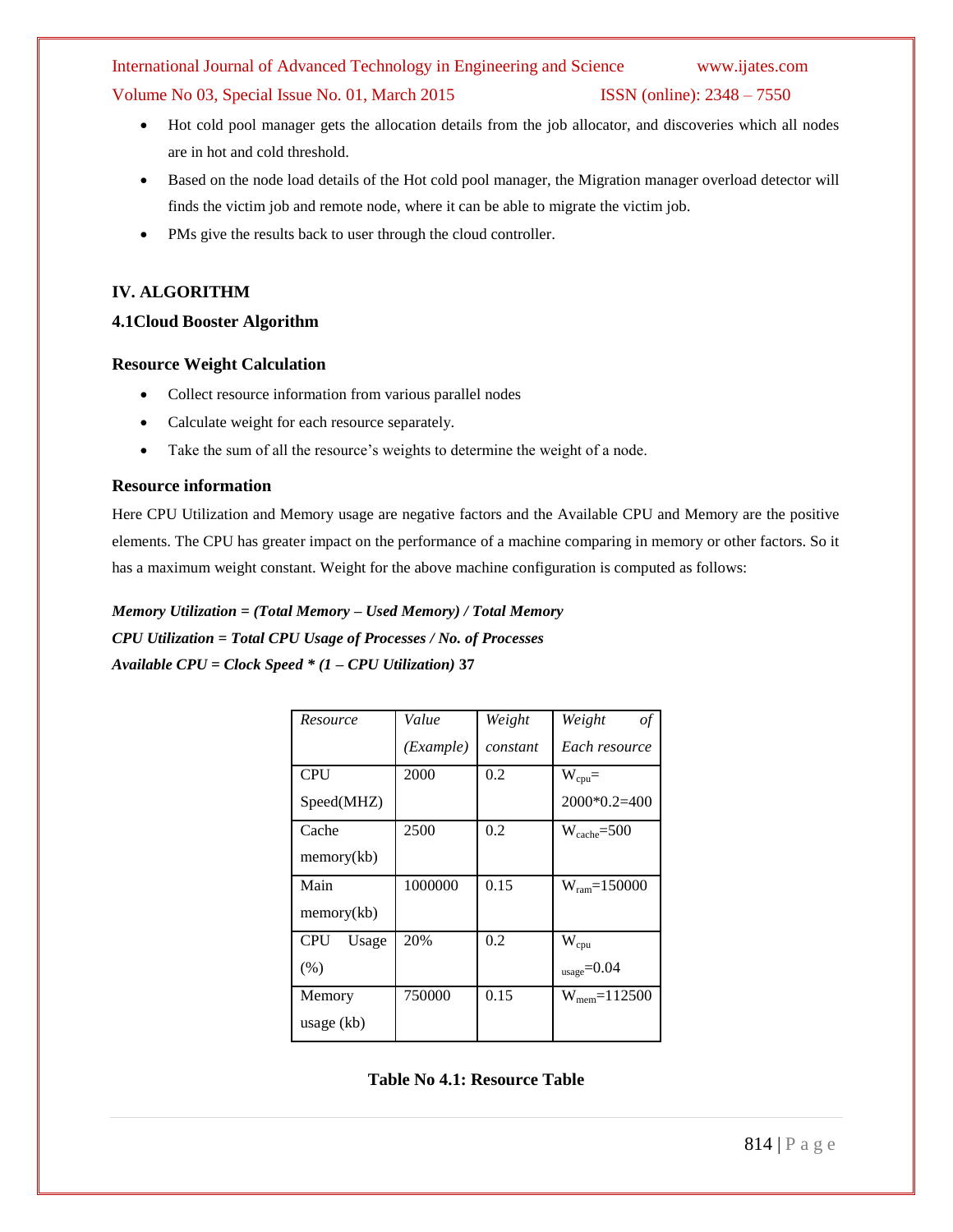- Hot cold pool manager gets the allocation details from the job allocator, and discoveries which all nodes are in hot and cold threshold.
- Based on the node load details of the Hot cold pool manager, the Migration manager overload detector will finds the victim job and remote node, where it can be able to migrate the victim job.
- PMs give the results back to user through the cloud controller.

## IV. ALGORITHM

### 4.1Cloud Booster Algorithm

#### Resource Weight Calculation

- Collect resource information from various parallel nodes
- Calculate weight for each resource separately.
- Take the sum of all the resource's weights to determine the weight of a node.

#### Resource information

Here CPU Utilization and Memory usage are negative factors and the Available CPU and Memory are the positive elements. The CPU has greater impact on the performance of a machine comparing in memory or other factors. So it has a maximum weight constant. Weight for the above machine configuration is computed as follows:

***Memory Utilization = (Total Memory – Used Memory) / Total Memory***
***CPU Utilization = Total CPU Usage of Processes / No. of Processes***
***Available CPU = Clock Speed * (1 – CPU Utilization)*** **37**

| *Resource* | *Value (Example)* | *Weight constant* | *Weight of Each resource* |
|---|---|---|---|
| CPU Speed(MHZ) | 2000 | 0.2 | $W_{cpu}$= 2000*0.2=400 |
| Cache memory(kb) | 2500 | 0.2 | $W_{cache}$=500 |
| Main memory(kb) | 1000000 | 0.15 | $W_{ram}$=150000 |
| CPU Usage (%) | 20% | 0.2 | $W_{cpu\ usage}$=0.04 |
| Memory usage (kb) | 750000 | 0.15 | $W_{mem}$=112500 |

**Table No 4.1: Resource Table**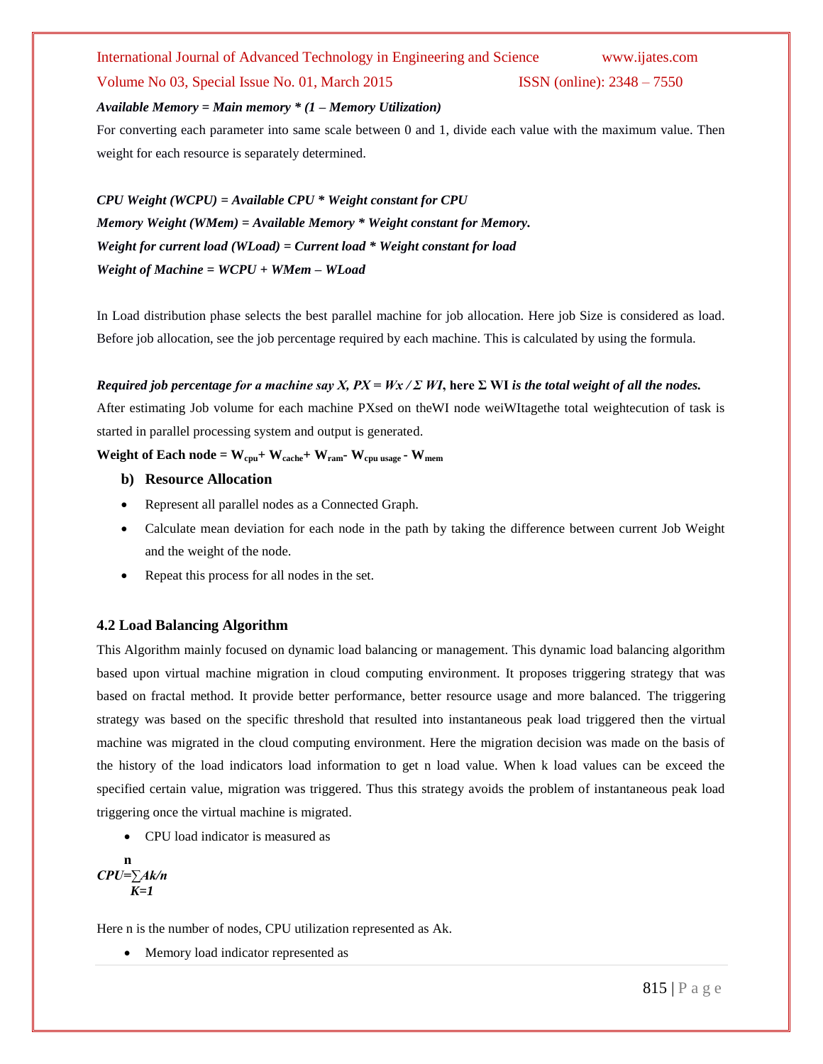***Available Memory = Main memory * (1 – Memory Utilization)***

For converting each parameter into same scale between 0 and 1, divide each value with the maximum value. Then weight for each resource is separately determined.

***CPU Weight (WCPU) = Available CPU * Weight constant for CPU***

***Memory Weight (WMem) = Available Memory * Weight constant for Memory.***

***Weight for current load (WLoad) = Current load * Weight constant for load***

***Weight of Machine = WCPU + WMem – WLoad***

In Load distribution phase selects the best parallel machine for job allocation. Here job Size is considered as load. Before job allocation, see the job percentage required by each machine. This is calculated by using the formula.

***Required job percentage for a machine say X, $PX = Wx / \Sigma WI$***, **here Σ WI** ***is the total weight of all the nodes.***

After estimating Job volume for each machine PXsed on theWI node weiWItagethe total weightecution of task is started in parallel processing system and output is generated.

**Weight of Each node = $W_{cpu} + W_{cache} + W_{ram} - W_{cpu\ usage} - W_{mem}$**

**b) Resource Allocation**

- Represent all parallel nodes as a Connected Graph.
- Calculate mean deviation for each node in the path by taking the difference between current Job Weight and the weight of the node.
- Repeat this process for all nodes in the set.

### 4.2 Load Balancing Algorithm

This Algorithm mainly focused on dynamic load balancing or management. This dynamic load balancing algorithm based upon virtual machine migration in cloud computing environment. It proposes triggering strategy that was based on fractal method. It provide better performance, better resource usage and more balanced. The triggering strategy was based on the specific threshold that resulted into instantaneous peak load triggered then the virtual machine was migrated in the cloud computing environment. Here the migration decision was made on the basis of the history of the load indicators load information to get n load value. When k load values can be exceed the specified certain value, migration was triggered. Thus this strategy avoids the problem of instantaneous peak load triggering once the virtual machine is migrated.

- CPU load indicator is measured as

$$CPU = \sum_{K=1}^{n} Ak/n$$

Here n is the number of nodes, CPU utilization represented as Ak.

- Memory load indicator represented as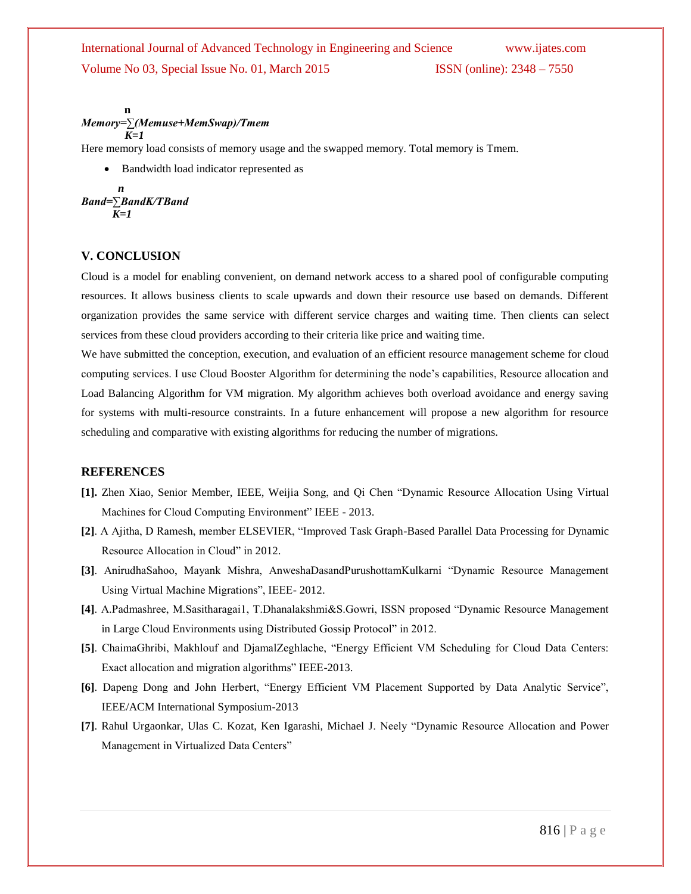$$Memory=\sum_{K=1}^{n}(Memuse+MemSwap)/Tmem$$

Here memory load consists of memory usage and the swapped memory. Total memory is Tmem.

- Bandwidth load indicator represented as

$$Band=\sum_{K=1}^{n}BandK/TBand$$

## V. CONCLUSION

Cloud is a model for enabling convenient, on demand network access to a shared pool of configurable computing resources. It allows business clients to scale upwards and down their resource use based on demands. Different organization provides the same service with different service charges and waiting time. Then clients can select services from these cloud providers according to their criteria like price and waiting time.

We have submitted the conception, execution, and evaluation of an efficient resource management scheme for cloud computing services. I use Cloud Booster Algorithm for determining the node's capabilities, Resource allocation and Load Balancing Algorithm for VM migration. My algorithm achieves both overload avoidance and energy saving for systems with multi-resource constraints. In a future enhancement will propose a new algorithm for resource scheduling and comparative with existing algorithms for reducing the number of migrations.

## REFERENCES

**[1].** Zhen Xiao, Senior Member, IEEE, Weijia Song, and Qi Chen "Dynamic Resource Allocation Using Virtual Machines for Cloud Computing Environment" IEEE - 2013.

**[2]**. A Ajitha, D Ramesh, member ELSEVIER, "Improved Task Graph-Based Parallel Data Processing for Dynamic Resource Allocation in Cloud" in 2012.

**[3]**. AnirudhaSahoo, Mayank Mishra, AnweshaDasandPurushottamKulkarni "Dynamic Resource Management Using Virtual Machine Migrations", IEEE- 2012.

**[4]**. A.Padmashree, M.Sasitharagai1, T.Dhanalakshmi&S.Gowri, ISSN proposed "Dynamic Resource Management in Large Cloud Environments using Distributed Gossip Protocol" in 2012.

**[5]**. ChaimaGhribi, Makhlouf and DjamalZeghlache, "Energy Efficient VM Scheduling for Cloud Data Centers: Exact allocation and migration algorithms" IEEE-2013.

**[6]**. Dapeng Dong and John Herbert, "Energy Efficient VM Placement Supported by Data Analytic Service", IEEE/ACM International Symposium-2013

**[7]**. Rahul Urgaonkar, Ulas C. Kozat, Ken Igarashi, Michael J. Neely "Dynamic Resource Allocation and Power Management in Virtualized Data Centers"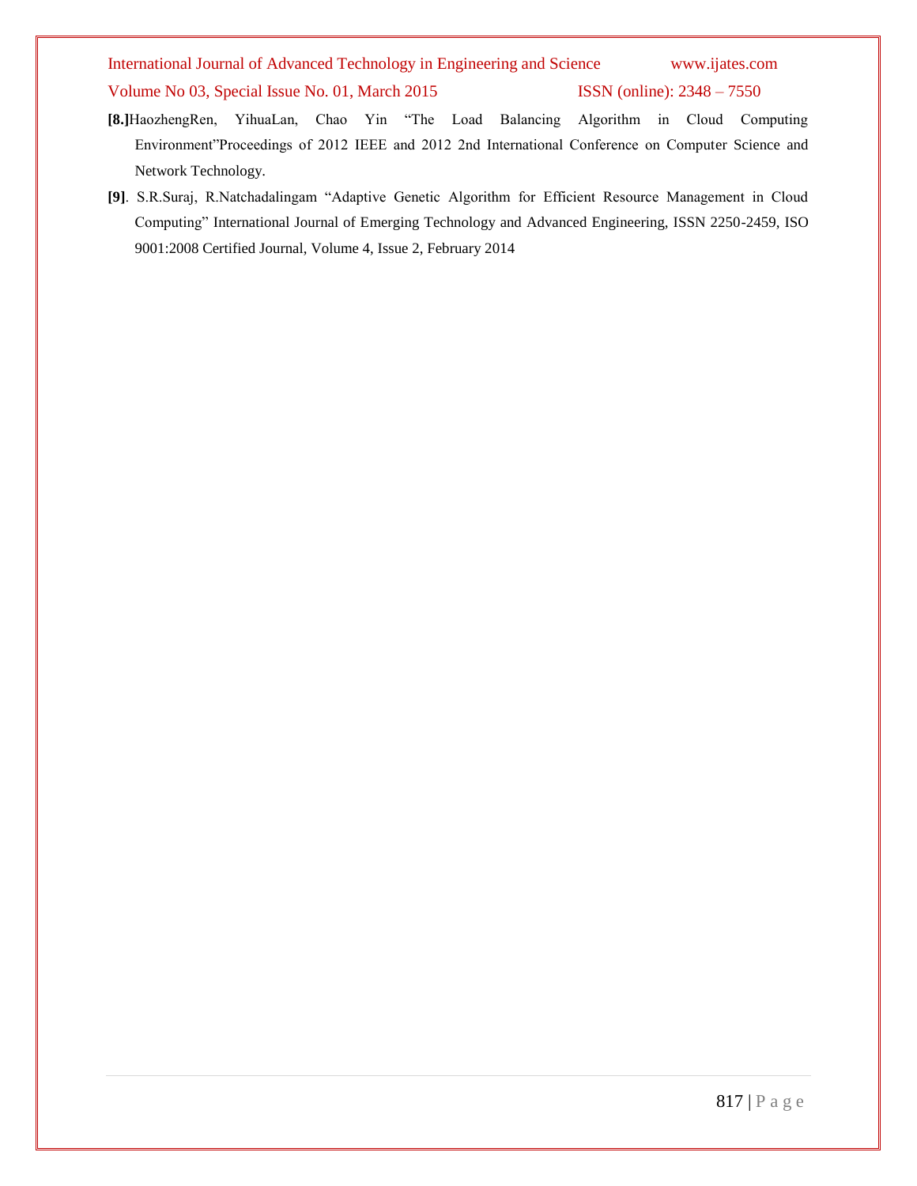**[8.]**HaozhengRen, YihuaLan, Chao Yin "The Load Balancing Algorithm in Cloud Computing Environment"Proceedings of 2012 IEEE and 2012 2nd International Conference on Computer Science and Network Technology.

**[9]**. S.R.Suraj, R.Natchadalingam "Adaptive Genetic Algorithm for Efficient Resource Management in Cloud Computing" International Journal of Emerging Technology and Advanced Engineering, ISSN 2250-2459, ISO 9001:2008 Certified Journal, Volume 4, Issue 2, February 2014